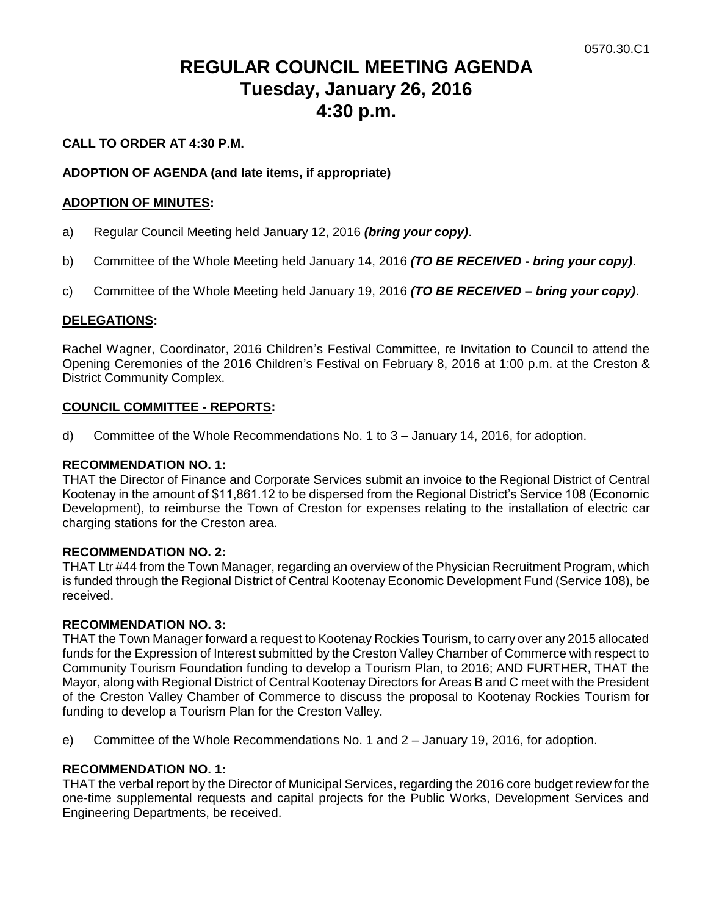0570.30.C1

# REGULAR COUNCIL MEETING AGENDA
# Tuesday, January 26, 2016
# 4:30 p.m.

**CALL TO ORDER AT 4:30 P.M.**

**ADOPTION OF AGENDA (and late items, if appropriate)**

**ADOPTION OF MINUTES:**

a) Regular Council Meeting held January 12, 2016 ***(bring your copy)***.

b) Committee of the Whole Meeting held January 14, 2016 ***(TO BE RECEIVED - bring your copy)***.

c) Committee of the Whole Meeting held January 19, 2016 ***(TO BE RECEIVED – bring your copy)***.

**DELEGATIONS:**

Rachel Wagner, Coordinator, 2016 Children's Festival Committee, re Invitation to Council to attend the Opening Ceremonies of the 2016 Children's Festival on February 8, 2016 at 1:00 p.m. at the Creston & District Community Complex.

**COUNCIL COMMITTEE - REPORTS:**

d) Committee of the Whole Recommendations No. 1 to 3 – January 14, 2016, for adoption.

**RECOMMENDATION NO. 1:**
THAT the Director of Finance and Corporate Services submit an invoice to the Regional District of Central Kootenay in the amount of $11,861.12 to be dispersed from the Regional District's Service 108 (Economic Development), to reimburse the Town of Creston for expenses relating to the installation of electric car charging stations for the Creston area.

**RECOMMENDATION NO. 2:**
THAT Ltr #44 from the Town Manager, regarding an overview of the Physician Recruitment Program, which is funded through the Regional District of Central Kootenay Economic Development Fund (Service 108), be received.

**RECOMMENDATION NO. 3:**
THAT the Town Manager forward a request to Kootenay Rockies Tourism, to carry over any 2015 allocated funds for the Expression of Interest submitted by the Creston Valley Chamber of Commerce with respect to Community Tourism Foundation funding to develop a Tourism Plan, to 2016; AND FURTHER, THAT the Mayor, along with Regional District of Central Kootenay Directors for Areas B and C meet with the President of the Creston Valley Chamber of Commerce to discuss the proposal to Kootenay Rockies Tourism for funding to develop a Tourism Plan for the Creston Valley.

e) Committee of the Whole Recommendations No. 1 and 2 – January 19, 2016, for adoption.

**RECOMMENDATION NO. 1:**
THAT the verbal report by the Director of Municipal Services, regarding the 2016 core budget review for the one-time supplemental requests and capital projects for the Public Works, Development Services and Engineering Departments, be received.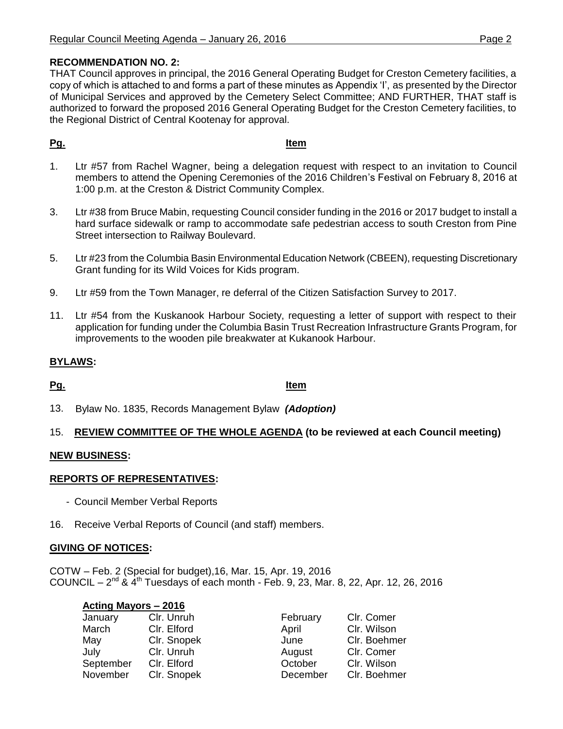**RECOMMENDATION NO. 2:**

THAT Council approves in principal, the 2016 General Operating Budget for Creston Cemetery facilities, a copy of which is attached to and forms a part of these minutes as Appendix 'I', as presented by the Director of Municipal Services and approved by the Cemetery Select Committee; AND FURTHER, THAT staff is authorized to forward the proposed 2016 General Operating Budget for the Creston Cemetery facilities, to the Regional District of Central Kootenay for approval.

| **Pg.** | **Item** |
|---|---|
| 1. | Ltr #57 from Rachel Wagner, being a delegation request with respect to an invitation to Council members to attend the Opening Ceremonies of the 2016 Children's Festival on February 8, 2016 at 1:00 p.m. at the Creston & District Community Complex. |
| 3. | Ltr #38 from Bruce Mabin, requesting Council consider funding in the 2016 or 2017 budget to install a hard surface sidewalk or ramp to accommodate safe pedestrian access to south Creston from Pine Street intersection to Railway Boulevard. |
| 5. | Ltr #23 from the Columbia Basin Environmental Education Network (CBEEN), requesting Discretionary Grant funding for its Wild Voices for Kids program. |
| 9. | Ltr #59 from the Town Manager, re deferral of the Citizen Satisfaction Survey to 2017. |
| 11. | Ltr #54 from the Kuskanook Harbour Society, requesting a letter of support with respect to their application for funding under the Columbia Basin Trust Recreation Infrastructure Grants Program, for improvements to the wooden pile breakwater at Kukanook Harbour. |

## BYLAWS:

| **Pg.** | **Item** |
|---|---|
| 13. | Bylaw No. 1835, Records Management Bylaw ***(Adoption)*** |

15. **REVIEW COMMITTEE OF THE WHOLE AGENDA (to be reviewed at each Council meeting)**

## NEW BUSINESS:

## REPORTS OF REPRESENTATIVES:

- Council Member Verbal Reports

16. Receive Verbal Reports of Council (and staff) members.

## GIVING OF NOTICES:

COTW – Feb. 2 (Special for budget),16, Mar. 15, Apr. 19, 2016
COUNCIL – 2nd & 4th Tuesdays of each month - Feb. 9, 23, Mar. 8, 22, Apr. 12, 26, 2016

**Acting Mayors – 2016**

| | | | |
|---|---|---|---|
| January | Clr. Unruh | February | Clr. Comer |
| March | Clr. Elford | April | Clr. Wilson |
| May | Clr. Snopek | June | Clr. Boehmer |
| July | Clr. Unruh | August | Clr. Comer |
| September | Clr. Elford | October | Clr. Wilson |
| November | Clr. Snopek | December | Clr. Boehmer |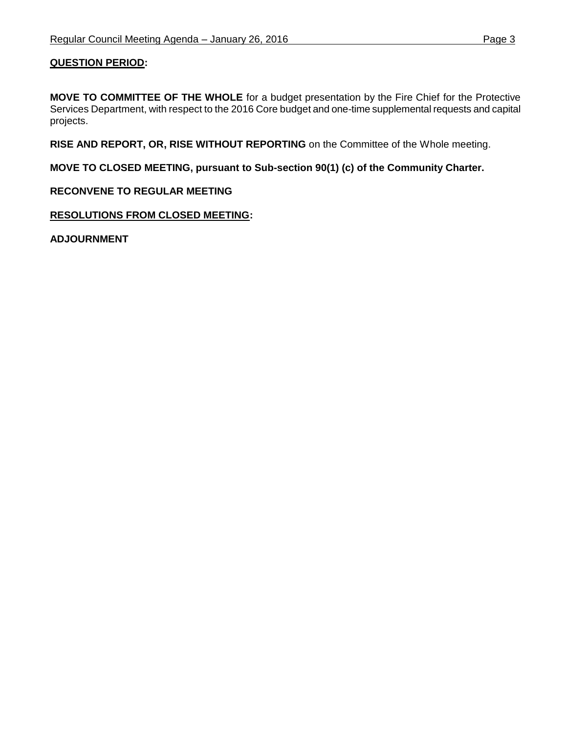**QUESTION PERIOD:**

**MOVE TO COMMITTEE OF THE WHOLE** for a budget presentation by the Fire Chief for the Protective Services Department, with respect to the 2016 Core budget and one-time supplemental requests and capital projects.

**RISE AND REPORT, OR, RISE WITHOUT REPORTING** on the Committee of the Whole meeting.

**MOVE TO CLOSED MEETING, pursuant to Sub-section 90(1) (c) of the Community Charter.**

**RECONVENE TO REGULAR MEETING**

**RESOLUTIONS FROM CLOSED MEETING:**

**ADJOURNMENT**